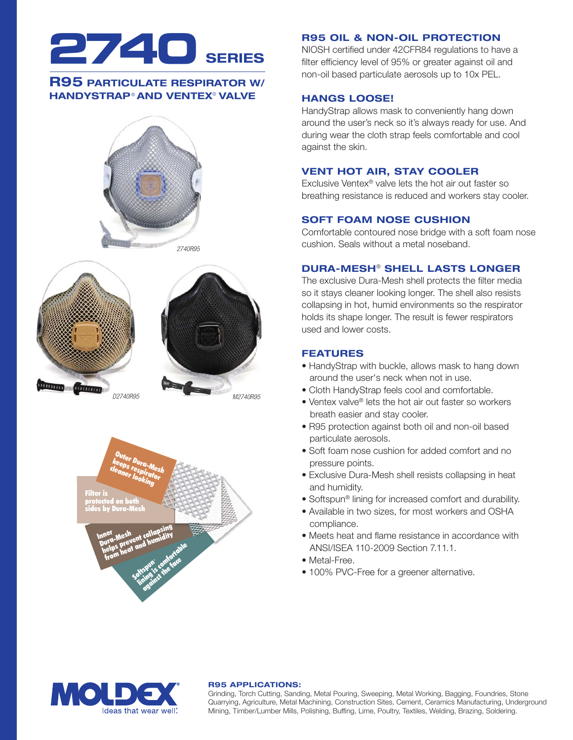# 2740 SERIES

## R95 PARTICULATE RESPIRATOR W/ HANDYSTRAP® AND VENTEX® VALVE

*2740R95*

*D2740R95*

*M2740R95*

Outer Dura-Mesh keeps respirator cleaner looking

Filter is protected on both sides by Dura-Mesh

Inner Dura-Mesh helps prevent collapsing from heat and humidity

Softspun® lining is comfortable against the face

### R95 OIL & NON-OIL PROTECTION

NIOSH certified under 42CFR84 regulations to have a filter efficiency level of 95% or greater against oil and non-oil based particulate aerosols up to 10x PEL.

### HANGS LOOSE!

HandyStrap allows mask to conveniently hang down around the user's neck so it's always ready for use. And during wear the cloth strap feels comfortable and cool against the skin.

### VENT HOT AIR, STAY COOLER

Exclusive Ventex® valve lets the hot air out faster so breathing resistance is reduced and workers stay cooler.

### SOFT FOAM NOSE CUSHION

Comfortable contoured nose bridge with a soft foam nose cushion. Seals without a metal noseband.

### DURA-MESH® SHELL LASTS LONGER

The exclusive Dura-Mesh shell protects the filter media so it stays cleaner looking longer. The shell also resists collapsing in hot, humid environments so the respirator holds its shape longer. The result is fewer respirators used and lower costs.

### FEATURES

- HandyStrap with buckle, allows mask to hang down around the user's neck when not in use.
- Cloth HandyStrap feels cool and comfortable.
- Ventex valve® lets the hot air out faster so workers breath easier and stay cooler.
- R95 protection against both oil and non-oil based particulate aerosols.
- Soft foam nose cushion for added comfort and no pressure points.
- Exclusive Dura-Mesh shell resists collapsing in heat and humidity.
- Softspun® lining for increased comfort and durability.
- Available in two sizes, for most workers and OSHA compliance.
- Meets heat and flame resistance in accordance with ANSI/ISEA 110-2009 Section 7.11.1.
- Metal-Free.
- 100% PVC-Free for a greener alternative.

MOLDEX® Ideas that wear well.

**R95 APPLICATIONS:**
Grinding, Torch Cutting, Sanding, Metal Pouring, Sweeping, Metal Working, Bagging, Foundries, Stone Quarrying, Agriculture, Metal Machining, Construction Sites, Cement, Ceramics Manufacturing, Underground Mining, Timber/Lumber Mills, Polishing, Buffing, Lime, Poultry, Textiles, Welding, Brazing, Soldering.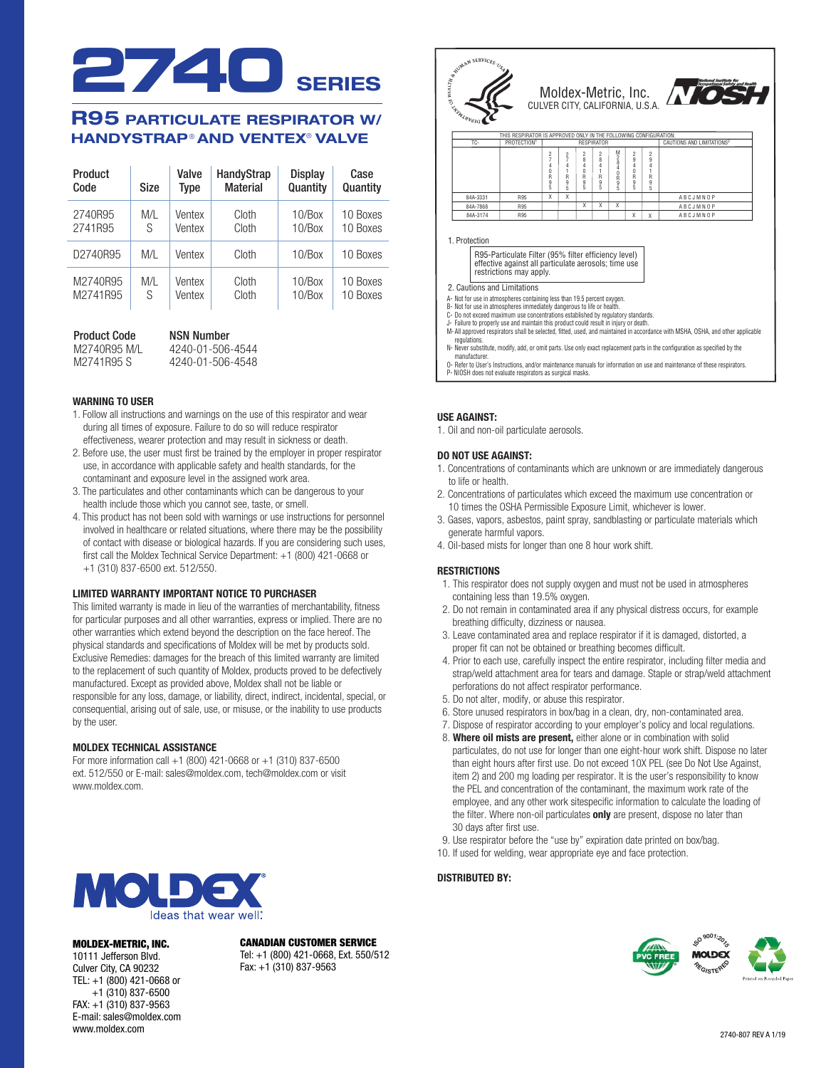# 2740 SERIES

## R95 PARTICULATE RESPIRATOR W/ HANDYSTRAP® AND VENTEX® VALVE

| Product Code | Size | Valve Type | HandyStrap Material | Display Quantity | Case Quantity |
|---|---|---|---|---|---|
| 2740R95 | M/L | Ventex | Cloth | 10/Box | 10 Boxes |
| 2741R95 | S | Ventex | Cloth | 10/Box | 10 Boxes |
| D2740R95 | M/L | Ventex | Cloth | 10/Box | 10 Boxes |
| M2740R95 | M/L | Ventex | Cloth | 10/Box | 10 Boxes |
| M2741R95 | S | Ventex | Cloth | 10/Box | 10 Boxes |

| Product Code | NSN Number |
|---|---|
| M2740R95 M/L | 4240-01-506-4544 |
| M2741R95 S | 4240-01-506-4548 |

Moldex-Metric, Inc.
CULVER CITY, CALIFORNIA, U.S.A.

THIS RESPIRATOR IS APPROVED ONLY IN THE FOLLOWING CONFIGURATION:

| TC- | PROTECTION[1] | RESPIRATOR | | | | | | | CAUTIONS AND LIMITATIONS[2] |
|---|---|---|---|---|---|---|---|---|---|
| | | 2740R95 | 2741R95 | 2840R95 | 2841R95 | M2840R95 | 2940R95 | 2941R95 | |
| 84A-3331 | R95 | X | X | | | | | | A B C J M N O P |
| 84A-7868 | R95 | | | X | X | X | | | A B C J M N O P |
| 84A-3174 | R95 | | | | | | X | X | A B C J M N O P |

1. Protection

R95-Particulate Filter (95% filter efficiency level) effective against all particulate aerosols; time use restrictions may apply.

2. Cautions and Limitations

A- Not for use in atmospheres containing less than 19.5 percent oxygen.
B- Not for use in atmospheres immediately dangerous to life or health.
C- Do not exceed maximum use concentrations established by regulatory standards.
J- Failure to properly use and maintain this product could result in injury or death.
M- All approved respirators shall be selected, fitted, used, and maintained in accordance with MSHA, OSHA, and other applicable regulations.
N- Never substitute, modify, add, or omit parts. Use only exact replacement parts in the configuration as specified by the manufacturer.
O- Refer to User's Instructions, and/or maintenance manuals for information on use and maintenance of these respirators.
P- NIOSH does not evaluate respirators as surgical masks.

### WARNING TO USER

1. Follow all instructions and warnings on the use of this respirator and wear during all times of exposure. Failure to do so will reduce respirator effectiveness, wearer protection and may result in sickness or death.
2. Before use, the user must first be trained by the employer in proper respirator use, in accordance with applicable safety and health standards, for the contaminant and exposure level in the assigned work area.
3. The particulates and other contaminants which can be dangerous to your health include those which you cannot see, taste, or smell.
4. This product has not been sold with warnings or use instructions for personnel involved in healthcare or related situations, where there may be the possibility of contact with disease or biological hazards. If you are considering such uses, first call the Moldex Technical Service Department: +1 (800) 421-0668 or +1 (310) 837-6500 ext. 512/550.

### LIMITED WARRANTY IMPORTANT NOTICE TO PURCHASER

This limited warranty is made in lieu of the warranties of merchantability, fitness for particular purposes and all other warranties, express or implied. There are no other warranties which extend beyond the description on the face hereof. The physical standards and specifications of Moldex will be met by products sold. Exclusive Remedies: damages for the breach of this limited warranty are limited to the replacement of such quantity of Moldex, products proved to be defectively manufactured. Except as provided above, Moldex shall not be liable or responsible for any loss, damage, or liability, direct, indirect, incidental, special, or consequential, arising out of sale, use, or misuse, or the inability to use products by the user.

### MOLDEX TECHNICAL ASSISTANCE

For more information call +1 (800) 421-0668 or +1 (310) 837-6500 ext. 512/550 or E-mail: sales@moldex.com, tech@moldex.com or visit www.moldex.com.

### USE AGAINST:

1. Oil and non-oil particulate aerosols.

### DO NOT USE AGAINST:

1. Concentrations of contaminants which are unknown or are immediately dangerous to life or health.
2. Concentrations of particulates which exceed the maximum use concentration or 10 times the OSHA Permissible Exposure Limit, whichever is lower.
3. Gases, vapors, asbestos, paint spray, sandblasting or particulate materials which generate harmful vapors.
4. Oil-based mists for longer than one 8 hour work shift.

### RESTRICTIONS

1. This respirator does not supply oxygen and must not be used in atmospheres containing less than 19.5% oxygen.
2. Do not remain in contaminated area if any physical distress occurs, for example breathing difficulty, dizziness or nausea.
3. Leave contaminated area and replace respirator if it is damaged, distorted, a proper fit can not be obtained or breathing becomes difficult.
4. Prior to each use, carefully inspect the entire respirator, including filter media and strap/weld attachment area for tears and damage. Staple or strap/weld attachment perforations do not affect respirator performance.
5. Do not alter, modify, or abuse this respirator.
6. Store unused respirators in box/bag in a clean, dry, non-contaminated area.
7. Dispose of respirator according to your employer's policy and local regulations.
8. **Where oil mists are present,** either alone or in combination with solid particulates, do not use for longer than one eight-hour work shift. Dispose no later than eight hours after first use. Do not exceed 10X PEL (see Do Not Use Against, item 2) and 200 mg loading per respirator. It is the user's responsibility to know the PEL and concentration of the contaminant, the maximum work rate of the employee, and any other work sitespecific information to calculate the loading of the filter. Where non-oil particulates **only** are present, dispose no later than 30 days after first use.
9. Use respirator before the "use by" expiration date printed on box/bag.
10. If used for welding, wear appropriate eye and face protection.

**DISTRIBUTED BY:**

Ideas that wear well.

**MOLDEX-METRIC, INC.**
10111 Jefferson Blvd.
Culver City, CA 90232
TEL: +1 (800) 421-0668 or +1 (310) 837-6500
FAX: +1 (310) 837-9563
E-mail: sales@moldex.com
www.moldex.com

**CANADIAN CUSTOMER SERVICE**
Tel: +1 (800) 421-0668, Ext. 550/512
Fax: +1 (310) 837-9563

2740-807 REV A 1/19